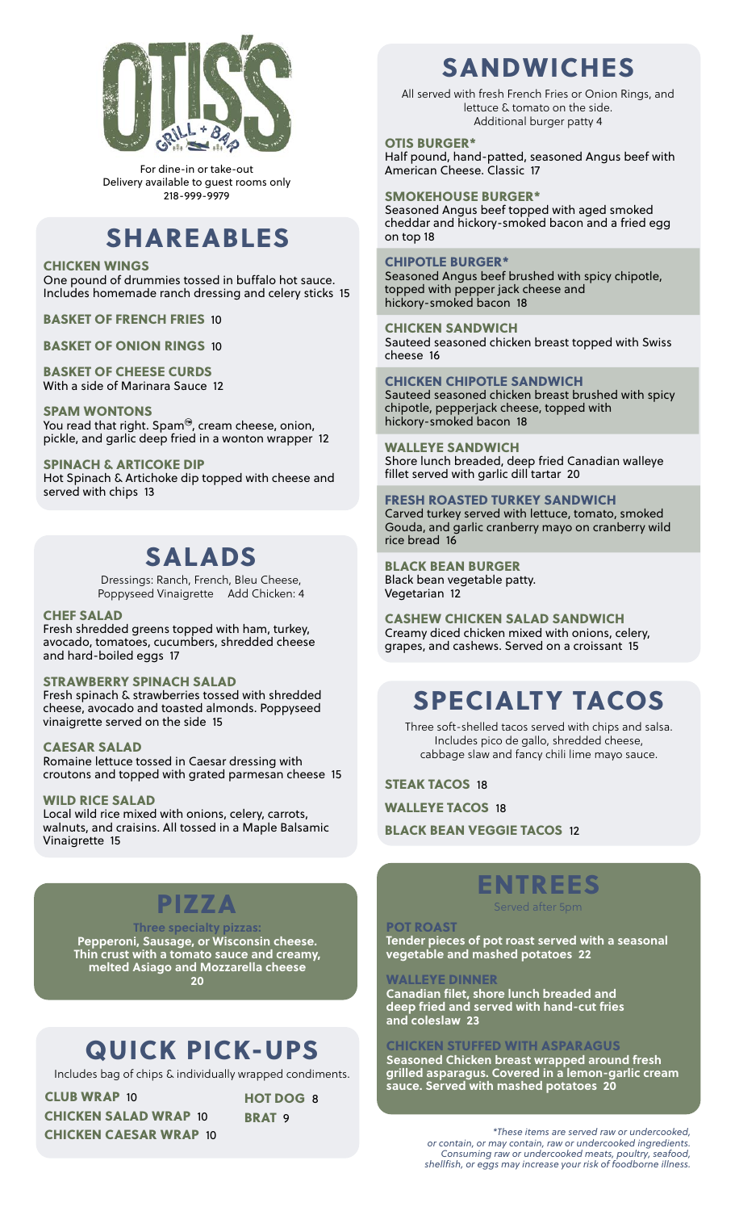# OTIS'S GRILL + BAR

For dine-in or take-out
Delivery available to guest rooms only
218-999-9979

## SHAREABLES

**CHICKEN WINGS**
One pound of drummies tossed in buffalo hot sauce. Includes homemade ranch dressing and celery sticks 15

**BASKET OF FRENCH FRIES** 10

**BASKET OF ONION RINGS** 10

**BASKET OF CHEESE CURDS**
With a side of Marinara Sauce 12

**SPAM WONTONS**
You read that right. Spam®, cream cheese, onion, pickle, and garlic deep fried in a wonton wrapper 12

**SPINACH & ARTICOKE DIP**
Hot Spinach & Artichoke dip topped with cheese and served with chips 13

## SALADS

Dressings: Ranch, French, Bleu Cheese, Poppyseed Vinaigrette Add Chicken: 4

**CHEF SALAD**
Fresh shredded greens topped with ham, turkey, avocado, tomatoes, cucumbers, shredded cheese and hard-boiled eggs 17

**STRAWBERRY SPINACH SALAD**
Fresh spinach & strawberries tossed with shredded cheese, avocado and toasted almonds. Poppyseed vinaigrette served on the side 15

**CAESAR SALAD**
Romaine lettuce tossed in Caesar dressing with croutons and topped with grated parmesan cheese 15

**WILD RICE SALAD**
Local wild rice mixed with onions, celery, carrots, walnuts, and craisins. All tossed in a Maple Balsamic Vinaigrette 15

## PIZZA

**Three specialty pizzas:**
**Pepperoni, Sausage, or Wisconsin cheese. Thin crust with a tomato sauce and creamy, melted Asiago and Mozzarella cheese**
**20**

## QUICK PICK-UPS

Includes bag of chips & individually wrapped condiments.

**CLUB WRAP** 10
**CHICKEN SALAD WRAP** 10
**CHICKEN CAESAR WRAP** 10
**HOT DOG** 8
**BRAT** 9

## SANDWICHES

All served with fresh French Fries or Onion Rings, and lettuce & tomato on the side.
Additional burger patty 4

**OTIS BURGER***
Half pound, hand-patted, seasoned Angus beef with American Cheese. Classic 17

**SMOKEHOUSE BURGER***
Seasoned Angus beef topped with aged smoked cheddar and hickory-smoked bacon and a fried egg on top 18

**CHIPOTLE BURGER***
Seasoned Angus beef brushed with spicy chipotle, topped with pepper jack cheese and hickory-smoked bacon 18

**CHICKEN SANDWICH**
Sauteed seasoned chicken breast topped with Swiss cheese 16

**CHICKEN CHIPOTLE SANDWICH**
Sauteed seasoned chicken breast brushed with spicy chipotle, pepperjack cheese, topped with hickory-smoked bacon 18

**WALLEYE SANDWICH**
Shore lunch breaded, deep fried Canadian walleye fillet served with garlic dill tartar 20

**FRESH ROASTED TURKEY SANDWICH**
Carved turkey served with lettuce, tomato, smoked Gouda, and garlic cranberry mayo on cranberry wild rice bread 16

**BLACK BEAN BURGER**
Black bean vegetable patty.
Vegetarian 12

**CASHEW CHICKEN SALAD SANDWICH**
Creamy diced chicken mixed with onions, celery, grapes, and cashews. Served on a croissant 15

## SPECIALTY TACOS

Three soft-shelled tacos served with chips and salsa. Includes pico de gallo, shredded cheese, cabbage slaw and fancy chili lime mayo sauce.

**STEAK TACOS** 18

**WALLEYE TACOS** 18

**BLACK BEAN VEGGIE TACOS** 12

## ENTREES

Served after 5pm

**POT ROAST**
**Tender pieces of pot roast served with a seasonal vegetable and mashed potatoes 22**

**WALLEYE DINNER**
**Canadian filet, shore lunch breaded and deep fried and served with hand-cut fries and coleslaw 23**

**CHICKEN STUFFED WITH ASPARAGUS**
**Seasoned Chicken breast wrapped around fresh grilled asparagus. Covered in a lemon-garlic cream sauce. Served with mashed potatoes 20**

*\*These items are served raw or undercooked, or contain, or may contain, raw or undercooked ingredients. Consuming raw or undercooked meats, poultry, seafood, shellfish, or eggs may increase your risk of foodborne illness.*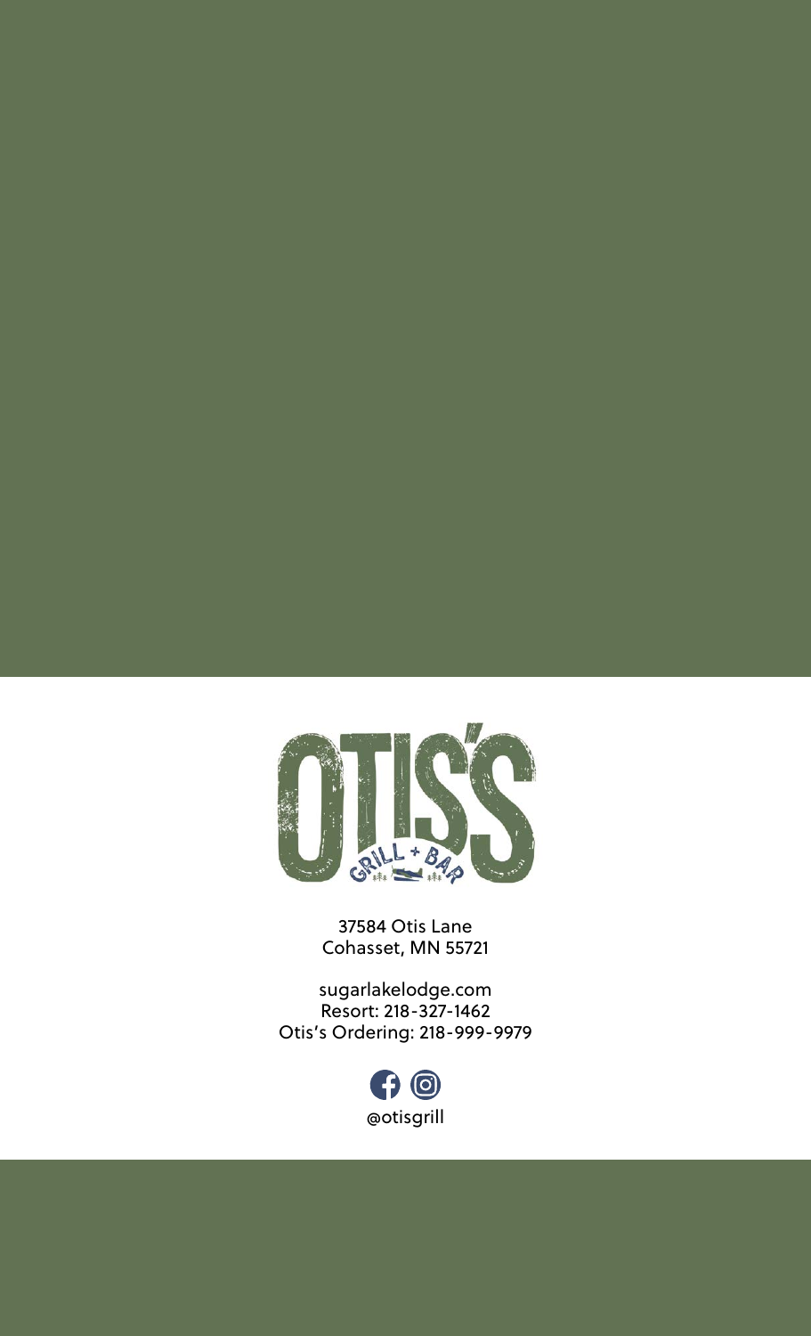# OTIS'S

GRILL + BAR

37584 Otis Lane
Cohasset, MN 55721

sugarlakelodge.com
Resort: 218-327-1462
Otis's Ordering: 218-999-9979

@otisgrill